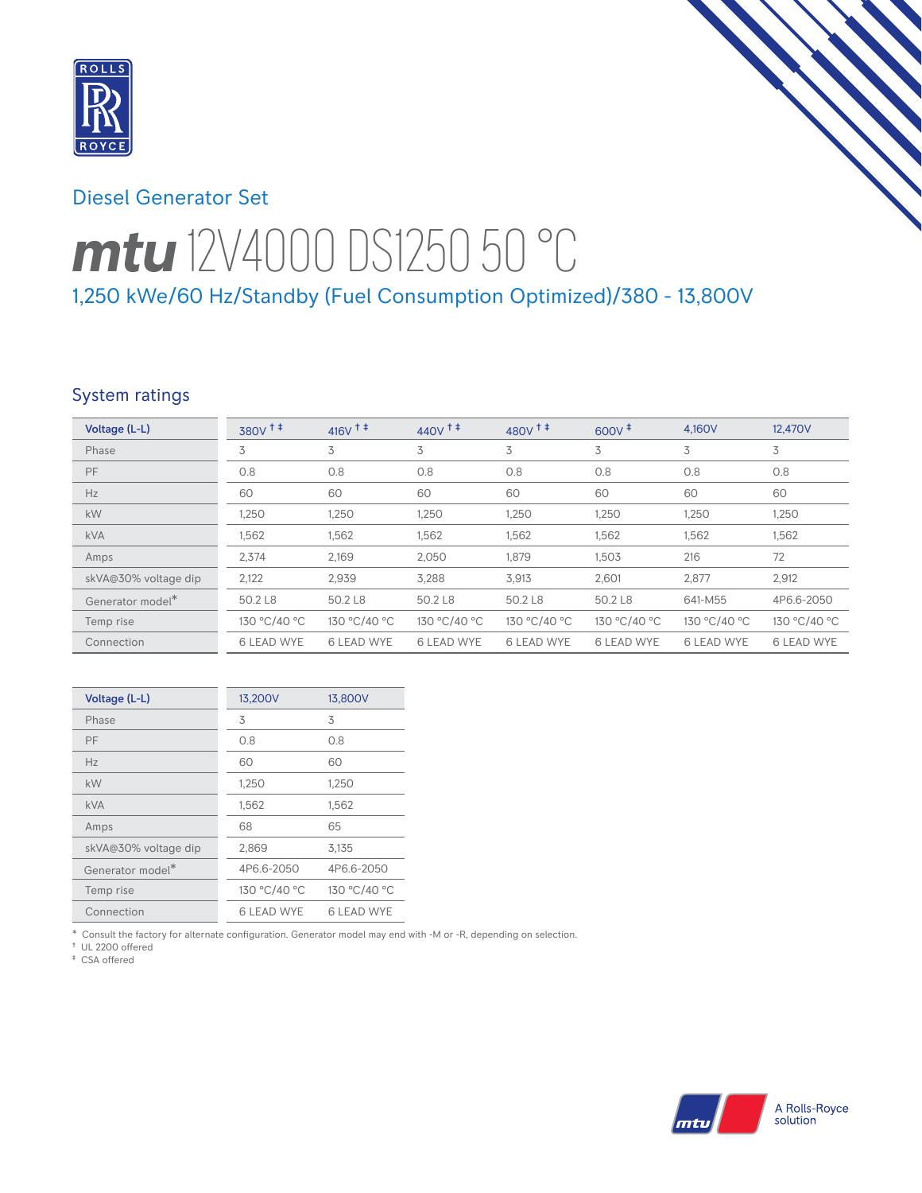## Diesel Generator Set

# mtu 12V4000 DS1250 50 °C

### 1,250 kWe/60 Hz/Standby (Fuel Consumption Optimized)/380 - 13,800V

## System ratings

| Voltage (L-L) | 380V † ‡ | 416V † ‡ | 440V † ‡ | 480V † ‡ | 600V ‡ | 4,160V | 12,470V |
|---|---|---|---|---|---|---|---|
| Phase | 3 | 3 | 3 | 3 | 3 | 3 | 3 |
| PF | 0.8 | 0.8 | 0.8 | 0.8 | 0.8 | 0.8 | 0.8 |
| Hz | 60 | 60 | 60 | 60 | 60 | 60 | 60 |
| kW | 1,250 | 1,250 | 1,250 | 1,250 | 1,250 | 1,250 | 1,250 |
| kVA | 1,562 | 1,562 | 1,562 | 1,562 | 1,562 | 1,562 | 1,562 |
| Amps | 2,374 | 2,169 | 2,050 | 1,879 | 1,503 | 216 | 72 |
| skVA@30% voltage dip | 2,122 | 2,939 | 3,288 | 3,913 | 2,601 | 2,877 | 2,912 |
| Generator model* | 50.2 L8 | 50.2 L8 | 50.2 L8 | 50.2 L8 | 50.2 L8 | 641-M55 | 4P6.6-2050 |
| Temp rise | 130 °C/40 °C | 130 °C/40 °C | 130 °C/40 °C | 130 °C/40 °C | 130 °C/40 °C | 130 °C/40 °C | 130 °C/40 °C |
| Connection | 6 LEAD WYE | 6 LEAD WYE | 6 LEAD WYE | 6 LEAD WYE | 6 LEAD WYE | 6 LEAD WYE | 6 LEAD WYE |

| Voltage (L-L) | 13,200V | 13,800V |
|---|---|---|
| Phase | 3 | 3 |
| PF | 0.8 | 0.8 |
| Hz | 60 | 60 |
| kW | 1,250 | 1,250 |
| kVA | 1,562 | 1,562 |
| Amps | 68 | 65 |
| skVA@30% voltage dip | 2,869 | 3,135 |
| Generator model* | 4P6.6-2050 | 4P6.6-2050 |
| Temp rise | 130 °C/40 °C | 130 °C/40 °C |
| Connection | 6 LEAD WYE | 6 LEAD WYE |

* Consult the factory for alternate configuration. Generator model may end with -M or -R, depending on selection.
† UL 2200 offered
‡ CSA offered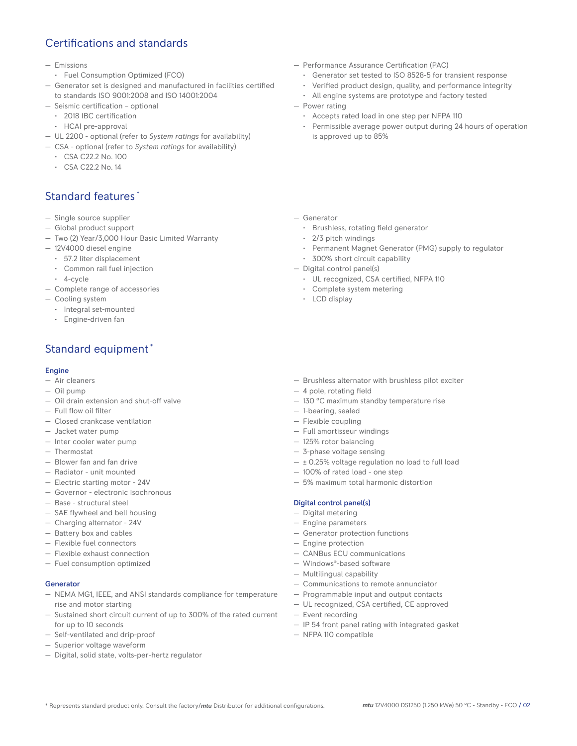## Certifications and standards

- Emissions
  - Fuel Consumption Optimized (FCO)
- Generator set is designed and manufactured in facilities certified to standards ISO 9001:2008 and ISO 14001:2004
- Seismic certification – optional
  - 2018 IBC certification
  - HCAI pre-approval
- UL 2200 - optional (refer to *System ratings* for availability)
- CSA - optional (refer to *System ratings* for availability)
  - CSA C22.2 No. 100
  - CSA C22.2 No. 14
- Performance Assurance Certification (PAC)
  - Generator set tested to ISO 8528-5 for transient response
  - Verified product design, quality, and performance integrity
  - All engine systems are prototype and factory tested
- Power rating
  - Accepts rated load in one step per NFPA 110
  - Permissible average power output during 24 hours of operation is approved up to 85%

## Standard features *

- Single source supplier
- Global product support
- Two (2) Year/3,000 Hour Basic Limited Warranty
- 12V4000 diesel engine
  - 57.2 liter displacement
  - Common rail fuel injection
  - 4-cycle
- Complete range of accessories
- Cooling system
  - Integral set-mounted
  - Engine-driven fan
- Generator
  - Brushless, rotating field generator
  - 2/3 pitch windings
  - Permanent Magnet Generator (PMG) supply to regulator
  - 300% short circuit capability
- Digital control panel(s)
  - UL recognized, CSA certified, NFPA 110
  - Complete system metering
  - LCD display

## Standard equipment *

### Engine

- Air cleaners
- Oil pump
- Oil drain extension and shut-off valve
- Full flow oil filter
- Closed crankcase ventilation
- Jacket water pump
- Inter cooler water pump
- Thermostat
- Blower fan and fan drive
- Radiator - unit mounted
- Electric starting motor - 24V
- Governor - electronic isochronous
- Base - structural steel
- SAE flywheel and bell housing
- Charging alternator - 24V
- Battery box and cables
- Flexible fuel connectors
- Flexible exhaust connection
- Fuel consumption optimized

### Generator

- NEMA MG1, IEEE, and ANSI standards compliance for temperature rise and motor starting
- Sustained short circuit current of up to 300% of the rated current for up to 10 seconds
- Self-ventilated and drip-proof
- Superior voltage waveform
- Digital, solid state, volts-per-hertz regulator
- Brushless alternator with brushless pilot exciter
- 4 pole, rotating field
- 130 °C maximum standby temperature rise
- 1-bearing, sealed
- Flexible coupling
- Full amortisseur windings
- 125% rotor balancing
- 3-phase voltage sensing
- ± 0.25% voltage regulation no load to full load
- 100% of rated load - one step
- 5% maximum total harmonic distortion

### Digital control panel(s)

- Digital metering
- Engine parameters
- Generator protection functions
- Engine protection
- CANBus ECU communications
- Windows®-based software
- Multilingual capability
- Communications to remote annunciator
- Programmable input and output contacts
- UL recognized, CSA certified, CE approved
- Event recording
- IP 54 front panel rating with integrated gasket
- NFPA 110 compatible

* Represents standard product only. Consult the factory/*mtu* Distributor for additional configurations.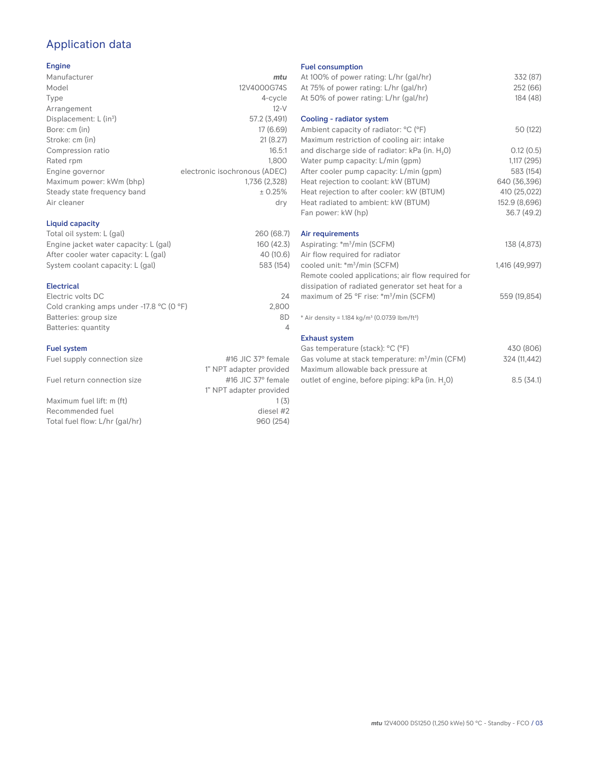# Application data

## Engine

| | |
|---|---|
| Manufacturer | *mtu* |
| Model | 12V4000G74S |
| Type | 4-cycle |
| Arrangement | 12-V |
| Displacement: L (in³) | 57.2 (3,491) |
| Bore: cm (in) | 17 (6.69) |
| Stroke: cm (in) | 21 (8.27) |
| Compression ratio | 16.5:1 |
| Rated rpm | 1,800 |
| Engine governor | electronic isochronous (ADEC) |
| Maximum power: kWm (bhp) | 1,736 (2,328) |
| Steady state frequency band | ± 0.25% |
| Air cleaner | dry |

## Liquid capacity

| | |
|---|---|
| Total oil system: L (gal) | 260 (68.7) |
| Engine jacket water capacity: L (gal) | 160 (42.3) |
| After cooler water capacity: L (gal) | 40 (10.6) |
| System coolant capacity: L (gal) | 583 (154) |

## Electrical

| | |
|---|---|
| Electric volts DC | 24 |
| Cold cranking amps under -17.8 °C (0 °F) | 2,800 |
| Batteries: group size | 8D |
| Batteries: quantity | 4 |

## Fuel system

| | |
|---|---|
| Fuel supply connection size | #16 JIC 37° female 1" NPT adapter provided |
| Fuel return connection size | #16 JIC 37° female 1" NPT adapter provided |
| Maximum fuel lift: m (ft) | 1 (3) |
| Recommended fuel | diesel #2 |
| Total fuel flow: L/hr (gal/hr) | 960 (254) |

## Fuel consumption

| | |
|---|---|
| At 100% of power rating: L/hr (gal/hr) | 332 (87) |
| At 75% of power rating: L/hr (gal/hr) | 252 (66) |
| At 50% of power rating: L/hr (gal/hr) | 184 (48) |

## Cooling - radiator system

| | |
|---|---|
| Ambient capacity of radiator: °C (°F) | 50 (122) |
| Maximum restriction of cooling air: intake and discharge side of radiator: kPa (in. $H_2O$) | 0.12 (0.5) |
| Water pump capacity: L/min (gpm) | 1,117 (295) |
| After cooler pump capacity: L/min (gpm) | 583 (154) |
| Heat rejection to coolant: kW (BTUM) | 640 (36,396) |
| Heat rejection to after cooler: kW (BTUM) | 410 (25,022) |
| Heat radiated to ambient: kW (BTUM) | 152.9 (8,696) |
| Fan power: kW (hp) | 36.7 (49.2) |

## Air requirements

| | |
|---|---|
| Aspirating: *m³/min (SCFM) | 138 (4,873) |
| Air flow required for radiator cooled unit: *m³/min (SCFM) | 1,416 (49,997) |
| Remote cooled applications; air flow required for dissipation of radiated generator set heat for a maximum of 25 °F rise: *m³/min (SCFM) | 559 (19,854) |

\* Air density = 1.184 kg/m³ (0.0739 lbm/ft³)

## Exhaust system

| | |
|---|---|
| Gas temperature (stack): °C (°F) | 430 (806) |
| Gas volume at stack temperature: m³/min (CFM) | 324 (11,442) |
| Maximum allowable back pressure at outlet of engine, before piping: kPa (in. $H_2O$) | 8.5 (34.1) |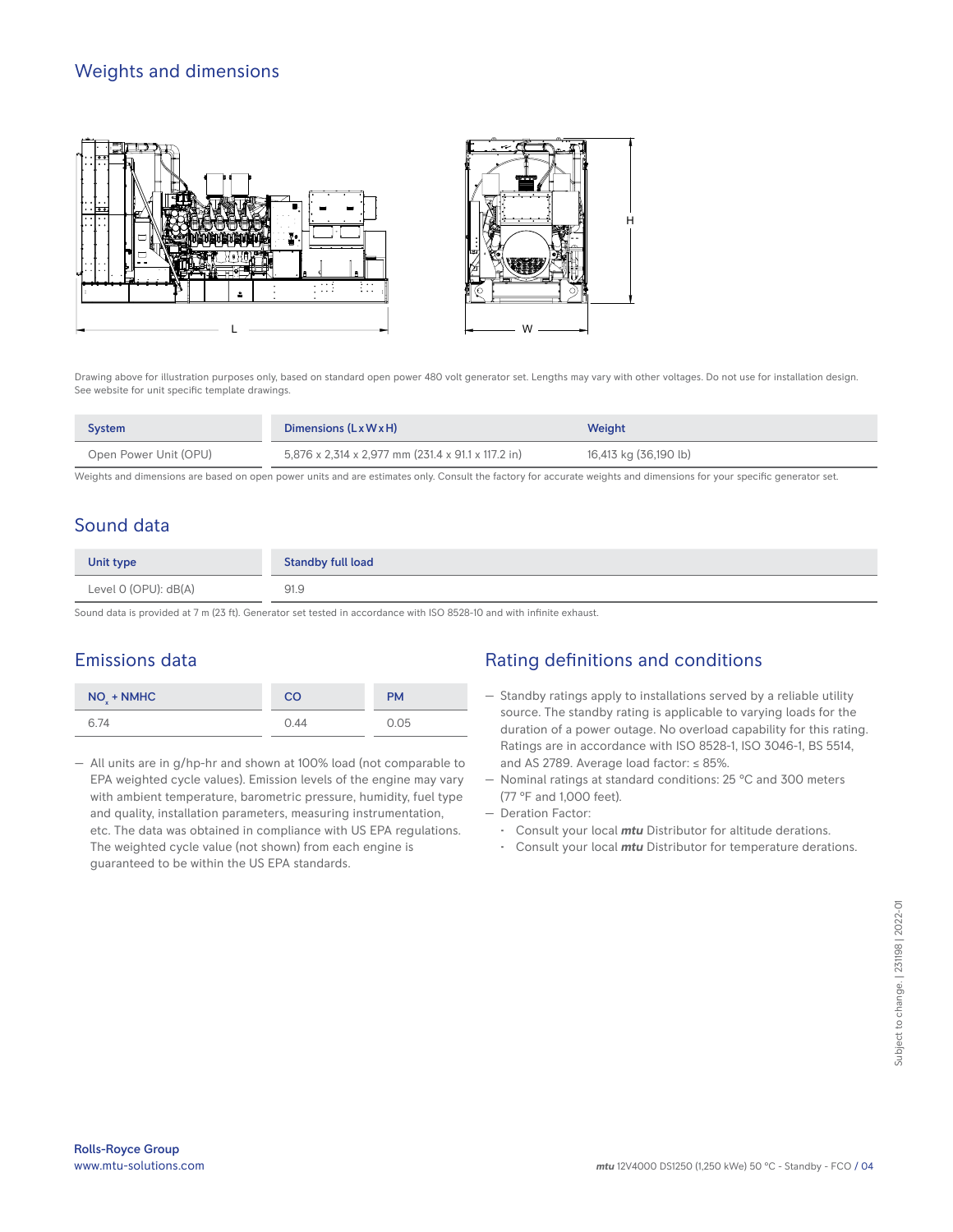## Weights and dimensions

L

W

H

Drawing above for illustration purposes only, based on standard open power 480 volt generator set. Lengths may vary with other voltages. Do not use for installation design. See website for unit specific template drawings.

| System | Dimensions (L x W x H) | Weight |
| --- | --- | --- |
| Open Power Unit (OPU) | 5,876 x 2,314 x 2,977 mm (231.4 x 91.1 x 117.2 in) | 16,413 kg (36,190 lb) |

Weights and dimensions are based on open power units and are estimates only. Consult the factory for accurate weights and dimensions for your specific generator set.

## Sound data

| Unit type | Standby full load |
| --- | --- |
| Level 0 (OPU): dB(A) | 91.9 |

Sound data is provided at 7 m (23 ft). Generator set tested in accordance with ISO 8528-10 and with infinite exhaust.

## Emissions data

| $NO_x$ + NMHC | CO | PM |
| --- | --- | --- |
| 6.74 | 0.44 | 0.05 |

- All units are in g/hp-hr and shown at 100% load (not comparable to EPA weighted cycle values). Emission levels of the engine may vary with ambient temperature, barometric pressure, humidity, fuel type and quality, installation parameters, measuring instrumentation, etc. The data was obtained in compliance with US EPA regulations. The weighted cycle value (not shown) from each engine is guaranteed to be within the US EPA standards.

## Rating definitions and conditions

- Standby ratings apply to installations served by a reliable utility source. The standby rating is applicable to varying loads for the duration of a power outage. No overload capability for this rating. Ratings are in accordance with ISO 8528-1, ISO 3046-1, BS 5514, and AS 2789. Average load factor: ≤ 85%.
- Nominal ratings at standard conditions: 25 °C and 300 meters (77 °F and 1,000 feet).
- Deration Factor:
  - Consult your local ***mtu*** Distributor for altitude derations.
  - Consult your local ***mtu*** Distributor for temperature derations.

Subject to change. | 231198 | 2022-01

Rolls-Royce Group
www.mtu-solutions.com

***mtu*** 12V4000 DS1250 (1,250 kWe) 50 °C - Standby - FCO